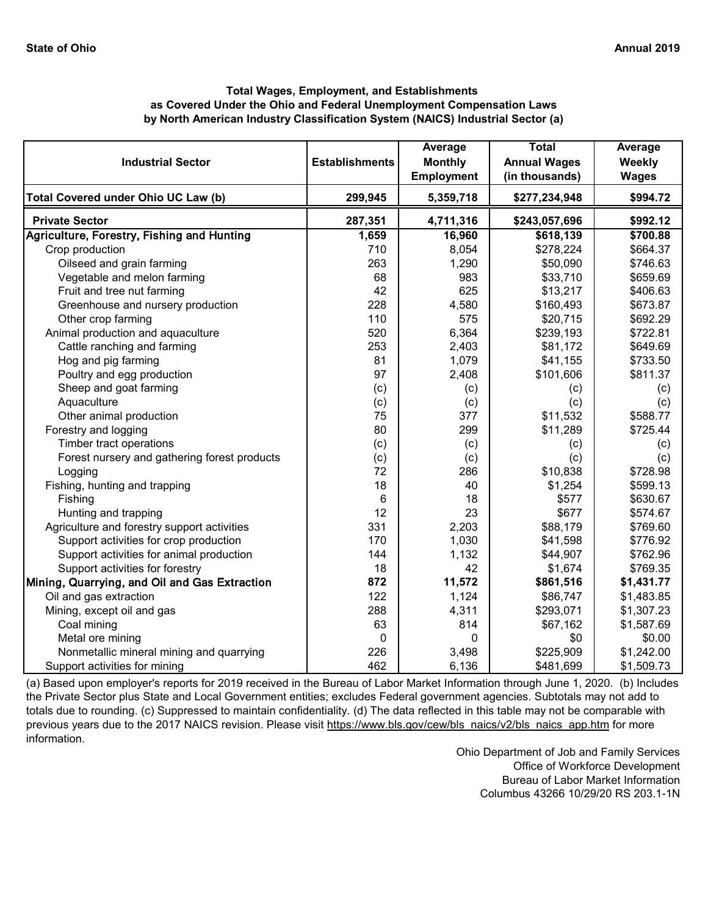**State of Ohio** | **Annual 2019**

### Total Wages, Employment, and Establishments as Covered Under the Ohio and Federal Unemployment Compensation Laws by North American Industry Classification System (NAICS) Industrial Sector (a)

| Industrial Sector | Establishments | Average Monthly Employment | Total Annual Wages (in thousands) | Average Weekly Wages |
|---|---|---|---|---|
| **Total Covered under Ohio UC Law (b)** | **299,945** | **5,359,718** | **$277,234,948** | **$994.72** |
| **Private Sector** | **287,351** | **4,711,316** | **$243,057,696** | **$992.12** |
| **Agriculture, Forestry, Fishing and Hunting** | **1,659** | **16,960** | **$618,139** | **$700.88** |
| Crop production | 710 | 8,054 | $278,224 | $664.37 |
| Oilseed and grain farming | 263 | 1,290 | $50,090 | $746.63 |
| Vegetable and melon farming | 68 | 983 | $33,710 | $659.69 |
| Fruit and tree nut farming | 42 | 625 | $13,217 | $406.63 |
| Greenhouse and nursery production | 228 | 4,580 | $160,493 | $673.87 |
| Other crop farming | 110 | 575 | $20,715 | $692.29 |
| Animal production and aquaculture | 520 | 6,364 | $239,193 | $722.81 |
| Cattle ranching and farming | 253 | 2,403 | $81,172 | $649.69 |
| Hog and pig farming | 81 | 1,079 | $41,155 | $733.50 |
| Poultry and egg production | 97 | 2,408 | $101,606 | $811.37 |
| Sheep and goat farming | (c) | (c) | (c) | (c) |
| Aquaculture | (c) | (c) | (c) | (c) |
| Other animal production | 75 | 377 | $11,532 | $588.77 |
| Forestry and logging | 80 | 299 | $11,289 | $725.44 |
| Timber tract operations | (c) | (c) | (c) | (c) |
| Forest nursery and gathering forest products | (c) | (c) | (c) | (c) |
| Logging | 72 | 286 | $10,838 | $728.98 |
| Fishing, hunting and trapping | 18 | 40 | $1,254 | $599.13 |
| Fishing | 6 | 18 | $577 | $630.67 |
| Hunting and trapping | 12 | 23 | $677 | $574.67 |
| Agriculture and forestry support activities | 331 | 2,203 | $88,179 | $769.60 |
| Support activities for crop production | 170 | 1,030 | $41,598 | $776.92 |
| Support activities for animal production | 144 | 1,132 | $44,907 | $762.96 |
| Support activities for forestry | 18 | 42 | $1,674 | $769.35 |
| **Mining, Quarrying, and Oil and Gas Extraction** | **872** | **11,572** | **$861,516** | **$1,431.77** |
| Oil and gas extraction | 122 | 1,124 | $86,747 | $1,483.85 |
| Mining, except oil and gas | 288 | 4,311 | $293,071 | $1,307.23 |
| Coal mining | 63 | 814 | $67,162 | $1,587.69 |
| Metal ore mining | 0 | 0 | $0 | $0.00 |
| Nonmetallic mineral mining and quarrying | 226 | 3,498 | $225,909 | $1,242.00 |
| Support activities for mining | 462 | 6,136 | $481,699 | $1,509.73 |

(a) Based upon employer's reports for 2019 received in the Bureau of Labor Market Information through June 1, 2020. (b) Includes the Private Sector plus State and Local Government entities; excludes Federal government agencies. Subtotals may not add to totals due to rounding. (c) Suppressed to maintain confidentiality. (d) The data reflected in this table may not be comparable with previous years due to the 2017 NAICS revision. Please visit https://www.bls.gov/cew/bls_naics/v2/bls_naics_app.htm for more information.

Ohio Department of Job and Family Services
Office of Workforce Development
Bureau of Labor Market Information
Columbus 43266 10/29/20 RS 203.1-1N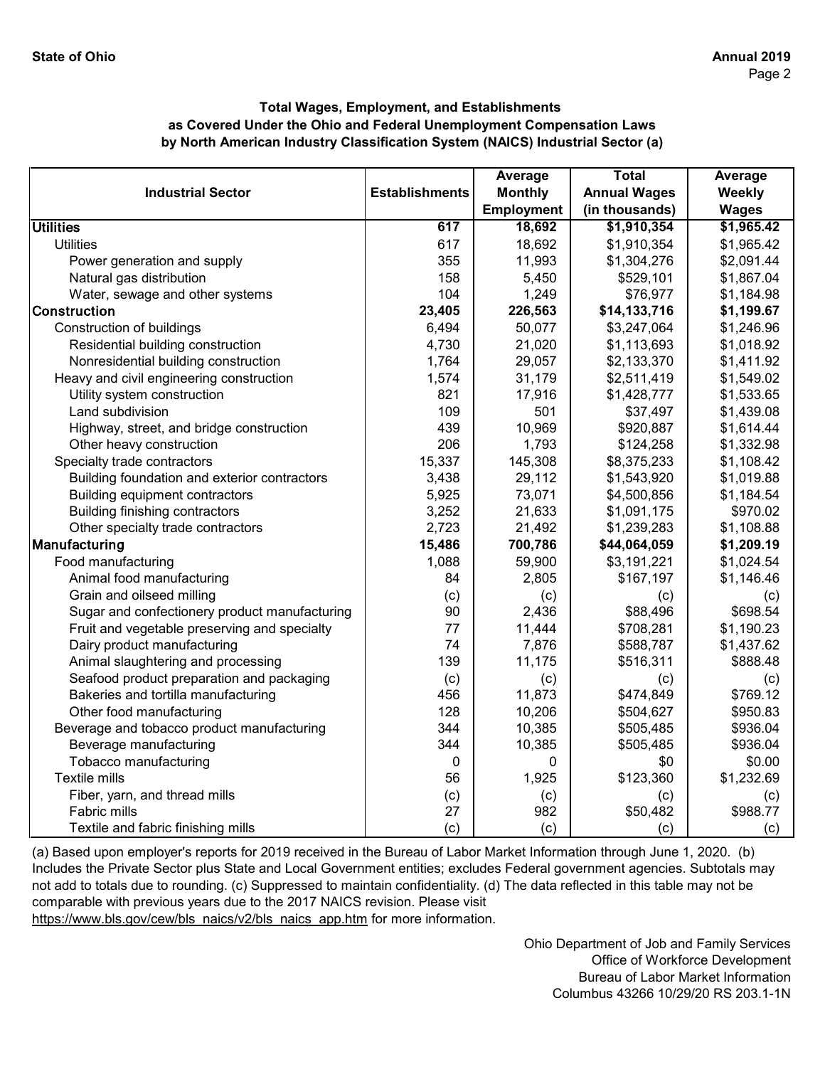### Total Wages, Employment, and Establishments as Covered Under the Ohio and Federal Unemployment Compensation Laws by North American Industry Classification System (NAICS) Industrial Sector (a)

| Industrial Sector | Establishments | Average Monthly Employment | Total Annual Wages (in thousands) | Average Weekly Wages |
|---|---|---|---|---|
| **Utilities** | **617** | **18,692** | **$1,910,354** | **$1,965.42** |
| Utilities | 617 | 18,692 | $1,910,354 | $1,965.42 |
| Power generation and supply | 355 | 11,993 | $1,304,276 | $2,091.44 |
| Natural gas distribution | 158 | 5,450 | $529,101 | $1,867.04 |
| Water, sewage and other systems | 104 | 1,249 | $76,977 | $1,184.98 |
| **Construction** | **23,405** | **226,563** | **$14,133,716** | **$1,199.67** |
| Construction of buildings | 6,494 | 50,077 | $3,247,064 | $1,246.96 |
| Residential building construction | 4,730 | 21,020 | $1,113,693 | $1,018.92 |
| Nonresidential building construction | 1,764 | 29,057 | $2,133,370 | $1,411.92 |
| Heavy and civil engineering construction | 1,574 | 31,179 | $2,511,419 | $1,549.02 |
| Utility system construction | 821 | 17,916 | $1,428,777 | $1,533.65 |
| Land subdivision | 109 | 501 | $37,497 | $1,439.08 |
| Highway, street, and bridge construction | 439 | 10,969 | $920,887 | $1,614.44 |
| Other heavy construction | 206 | 1,793 | $124,258 | $1,332.98 |
| Specialty trade contractors | 15,337 | 145,308 | $8,375,233 | $1,108.42 |
| Building foundation and exterior contractors | 3,438 | 29,112 | $1,543,920 | $1,019.88 |
| Building equipment contractors | 5,925 | 73,071 | $4,500,856 | $1,184.54 |
| Building finishing contractors | 3,252 | 21,633 | $1,091,175 | $970.02 |
| Other specialty trade contractors | 2,723 | 21,492 | $1,239,283 | $1,108.88 |
| **Manufacturing** | **15,486** | **700,786** | **$44,064,059** | **$1,209.19** |
| Food manufacturing | 1,088 | 59,900 | $3,191,221 | $1,024.54 |
| Animal food manufacturing | 84 | 2,805 | $167,197 | $1,146.46 |
| Grain and oilseed milling | (c) | (c) | (c) | (c) |
| Sugar and confectionery product manufacturing | 90 | 2,436 | $88,496 | $698.54 |
| Fruit and vegetable preserving and specialty | 77 | 11,444 | $708,281 | $1,190.23 |
| Dairy product manufacturing | 74 | 7,876 | $588,787 | $1,437.62 |
| Animal slaughtering and processing | 139 | 11,175 | $516,311 | $888.48 |
| Seafood product preparation and packaging | (c) | (c) | (c) | (c) |
| Bakeries and tortilla manufacturing | 456 | 11,873 | $474,849 | $769.12 |
| Other food manufacturing | 128 | 10,206 | $504,627 | $950.83 |
| Beverage and tobacco product manufacturing | 344 | 10,385 | $505,485 | $936.04 |
| Beverage manufacturing | 344 | 10,385 | $505,485 | $936.04 |
| Tobacco manufacturing | 0 | 0 | $0 | $0.00 |
| Textile mills | 56 | 1,925 | $123,360 | $1,232.69 |
| Fiber, yarn, and thread mills | (c) | (c) | (c) | (c) |
| Fabric mills | 27 | 982 | $50,482 | $988.77 |
| Textile and fabric finishing mills | (c) | (c) | (c) | (c) |

(a) Based upon employer's reports for 2019 received in the Bureau of Labor Market Information through June 1, 2020. (b) Includes the Private Sector plus State and Local Government entities; excludes Federal government agencies. Subtotals may not add to totals due to rounding. (c) Suppressed to maintain confidentiality. (d) The data reflected in this table may not be comparable with previous years due to the 2017 NAICS revision. Please visit https://www.bls.gov/cew/bls_naics/v2/bls_naics_app.htm for more information.

Ohio Department of Job and Family Services
Office of Workforce Development
Bureau of Labor Market Information
Columbus 43266 10/29/20 RS 203.1-1N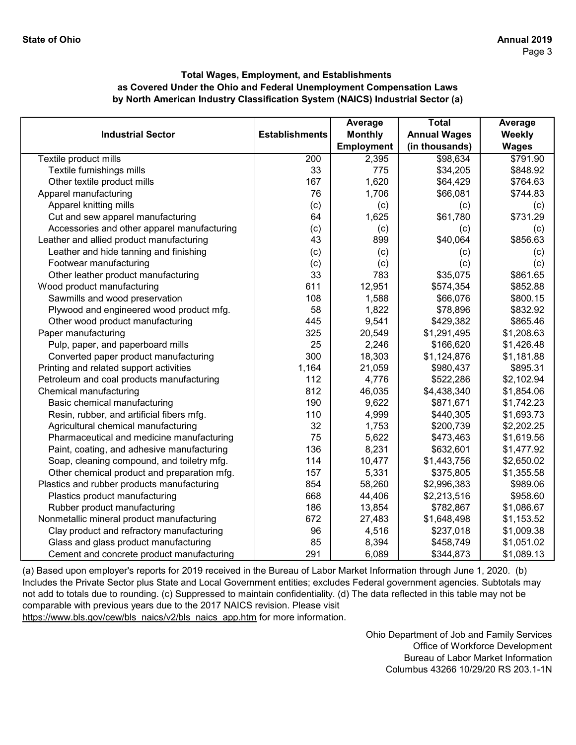**State of Ohio** **Annual 2019**

## Total Wages, Employment, and Establishments as Covered Under the Ohio and Federal Unemployment Compensation Laws by North American Industry Classification System (NAICS) Industrial Sector (a)

| Industrial Sector | Establishments | Average Monthly Employment | Total Annual Wages (in thousands) | Average Weekly Wages |
|---|---|---|---|---|
| Textile product mills | 200 | 2,395 | $98,634 | $791.90 |
| Textile furnishings mills | 33 | 775 | $34,205 | $848.92 |
| Other textile product mills | 167 | 1,620 | $64,429 | $764.63 |
| Apparel manufacturing | 76 | 1,706 | $66,081 | $744.83 |
| Apparel knitting mills | (c) | (c) | (c) | (c) |
| Cut and sew apparel manufacturing | 64 | 1,625 | $61,780 | $731.29 |
| Accessories and other apparel manufacturing | (c) | (c) | (c) | (c) |
| Leather and allied product manufacturing | 43 | 899 | $40,064 | $856.63 |
| Leather and hide tanning and finishing | (c) | (c) | (c) | (c) |
| Footwear manufacturing | (c) | (c) | (c) | (c) |
| Other leather product manufacturing | 33 | 783 | $35,075 | $861.65 |
| Wood product manufacturing | 611 | 12,951 | $574,354 | $852.88 |
| Sawmills and wood preservation | 108 | 1,588 | $66,076 | $800.15 |
| Plywood and engineered wood product mfg. | 58 | 1,822 | $78,896 | $832.92 |
| Other wood product manufacturing | 445 | 9,541 | $429,382 | $865.46 |
| Paper manufacturing | 325 | 20,549 | $1,291,495 | $1,208.63 |
| Pulp, paper, and paperboard mills | 25 | 2,246 | $166,620 | $1,426.48 |
| Converted paper product manufacturing | 300 | 18,303 | $1,124,876 | $1,181.88 |
| Printing and related support activities | 1,164 | 21,059 | $980,437 | $895.31 |
| Petroleum and coal products manufacturing | 112 | 4,776 | $522,286 | $2,102.94 |
| Chemical manufacturing | 812 | 46,035 | $4,438,340 | $1,854.06 |
| Basic chemical manufacturing | 190 | 9,622 | $871,671 | $1,742.23 |
| Resin, rubber, and artificial fibers mfg. | 110 | 4,999 | $440,305 | $1,693.73 |
| Agricultural chemical manufacturing | 32 | 1,753 | $200,739 | $2,202.25 |
| Pharmaceutical and medicine manufacturing | 75 | 5,622 | $473,463 | $1,619.56 |
| Paint, coating, and adhesive manufacturing | 136 | 8,231 | $632,601 | $1,477.92 |
| Soap, cleaning compound, and toiletry mfg. | 114 | 10,477 | $1,443,756 | $2,650.02 |
| Other chemical product and preparation mfg. | 157 | 5,331 | $375,805 | $1,355.58 |
| Plastics and rubber products manufacturing | 854 | 58,260 | $2,996,383 | $989.06 |
| Plastics product manufacturing | 668 | 44,406 | $2,213,516 | $958.60 |
| Rubber product manufacturing | 186 | 13,854 | $782,867 | $1,086.67 |
| Nonmetallic mineral product manufacturing | 672 | 27,483 | $1,648,498 | $1,153.52 |
| Clay product and refractory manufacturing | 96 | 4,516 | $237,018 | $1,009.38 |
| Glass and glass product manufacturing | 85 | 8,394 | $458,749 | $1,051.02 |
| Cement and concrete product manufacturing | 291 | 6,089 | $344,873 | $1,089.13 |

(a) Based upon employer's reports for 2019 received in the Bureau of Labor Market Information through June 1, 2020. (b) Includes the Private Sector plus State and Local Government entities; excludes Federal government agencies. Subtotals may not add to totals due to rounding. (c) Suppressed to maintain confidentiality. (d) The data reflected in this table may not be comparable with previous years due to the 2017 NAICS revision. Please visit https://www.bls.gov/cew/bls_naics/v2/bls_naics_app.htm for more information.

Ohio Department of Job and Family Services
Office of Workforce Development
Bureau of Labor Market Information
Columbus 43266 10/29/20 RS 203.1-1N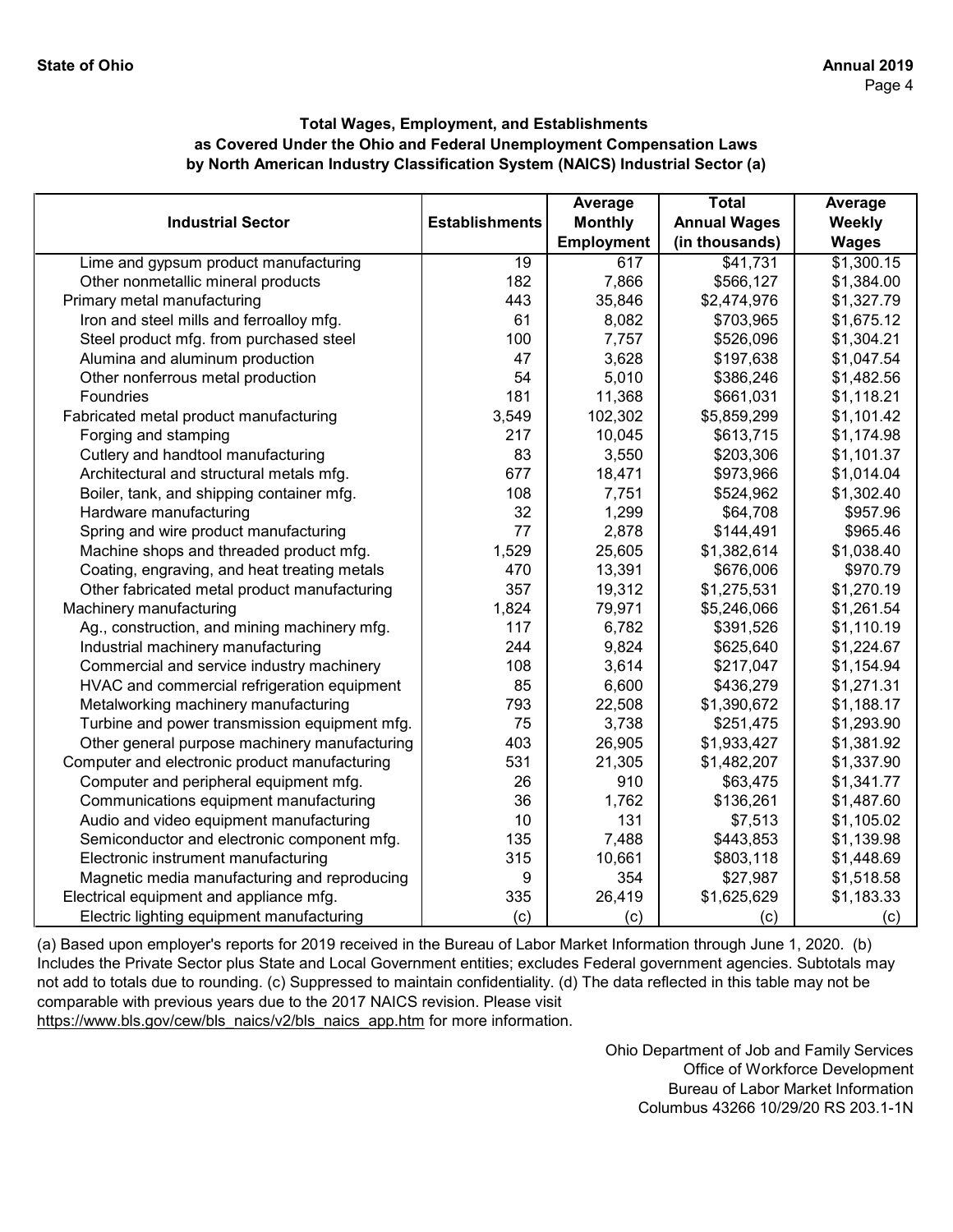**Total Wages, Employment, and Establishments as Covered Under the Ohio and Federal Unemployment Compensation Laws by North American Industry Classification System (NAICS) Industrial Sector (a)**

| Industrial Sector | Establishments | Average Monthly Employment | Total Annual Wages (in thousands) | Average Weekly Wages |
|---|---|---|---|---|
| Lime and gypsum product manufacturing | 19 | 617 | $41,731 | $1,300.15 |
| Other nonmetallic mineral products | 182 | 7,866 | $566,127 | $1,384.00 |
| Primary metal manufacturing | 443 | 35,846 | $2,474,976 | $1,327.79 |
| Iron and steel mills and ferroalloy mfg. | 61 | 8,082 | $703,965 | $1,675.12 |
| Steel product mfg. from purchased steel | 100 | 7,757 | $526,096 | $1,304.21 |
| Alumina and aluminum production | 47 | 3,628 | $197,638 | $1,047.54 |
| Other nonferrous metal production | 54 | 5,010 | $386,246 | $1,482.56 |
| Foundries | 181 | 11,368 | $661,031 | $1,118.21 |
| Fabricated metal product manufacturing | 3,549 | 102,302 | $5,859,299 | $1,101.42 |
| Forging and stamping | 217 | 10,045 | $613,715 | $1,174.98 |
| Cutlery and handtool manufacturing | 83 | 3,550 | $203,306 | $1,101.37 |
| Architectural and structural metals mfg. | 677 | 18,471 | $973,966 | $1,014.04 |
| Boiler, tank, and shipping container mfg. | 108 | 7,751 | $524,962 | $1,302.40 |
| Hardware manufacturing | 32 | 1,299 | $64,708 | $957.96 |
| Spring and wire product manufacturing | 77 | 2,878 | $144,491 | $965.46 |
| Machine shops and threaded product mfg. | 1,529 | 25,605 | $1,382,614 | $1,038.40 |
| Coating, engraving, and heat treating metals | 470 | 13,391 | $676,006 | $970.79 |
| Other fabricated metal product manufacturing | 357 | 19,312 | $1,275,531 | $1,270.19 |
| Machinery manufacturing | 1,824 | 79,971 | $5,246,066 | $1,261.54 |
| Ag., construction, and mining machinery mfg. | 117 | 6,782 | $391,526 | $1,110.19 |
| Industrial machinery manufacturing | 244 | 9,824 | $625,640 | $1,224.67 |
| Commercial and service industry machinery | 108 | 3,614 | $217,047 | $1,154.94 |
| HVAC and commercial refrigeration equipment | 85 | 6,600 | $436,279 | $1,271.31 |
| Metalworking machinery manufacturing | 793 | 22,508 | $1,390,672 | $1,188.17 |
| Turbine and power transmission equipment mfg. | 75 | 3,738 | $251,475 | $1,293.90 |
| Other general purpose machinery manufacturing | 403 | 26,905 | $1,933,427 | $1,381.92 |
| Computer and electronic product manufacturing | 531 | 21,305 | $1,482,207 | $1,337.90 |
| Computer and peripheral equipment mfg. | 26 | 910 | $63,475 | $1,341.77 |
| Communications equipment manufacturing | 36 | 1,762 | $136,261 | $1,487.60 |
| Audio and video equipment manufacturing | 10 | 131 | $7,513 | $1,105.02 |
| Semiconductor and electronic component mfg. | 135 | 7,488 | $443,853 | $1,139.98 |
| Electronic instrument manufacturing | 315 | 10,661 | $803,118 | $1,448.69 |
| Magnetic media manufacturing and reproducing | 9 | 354 | $27,987 | $1,518.58 |
| Electrical equipment and appliance mfg. | 335 | 26,419 | $1,625,629 | $1,183.33 |
| Electric lighting equipment manufacturing | (c) | (c) | (c) | (c) |

(a) Based upon employer's reports for 2019 received in the Bureau of Labor Market Information through June 1, 2020. (b) Includes the Private Sector plus State and Local Government entities; excludes Federal government agencies. Subtotals may not add to totals due to rounding. (c) Suppressed to maintain confidentiality. (d) The data reflected in this table may not be comparable with previous years due to the 2017 NAICS revision. Please visit https://www.bls.gov/cew/bls_naics/v2/bls_naics_app.htm for more information.

Ohio Department of Job and Family Services
Office of Workforce Development
Bureau of Labor Market Information
Columbus 43266 10/29/20 RS 203.1-1N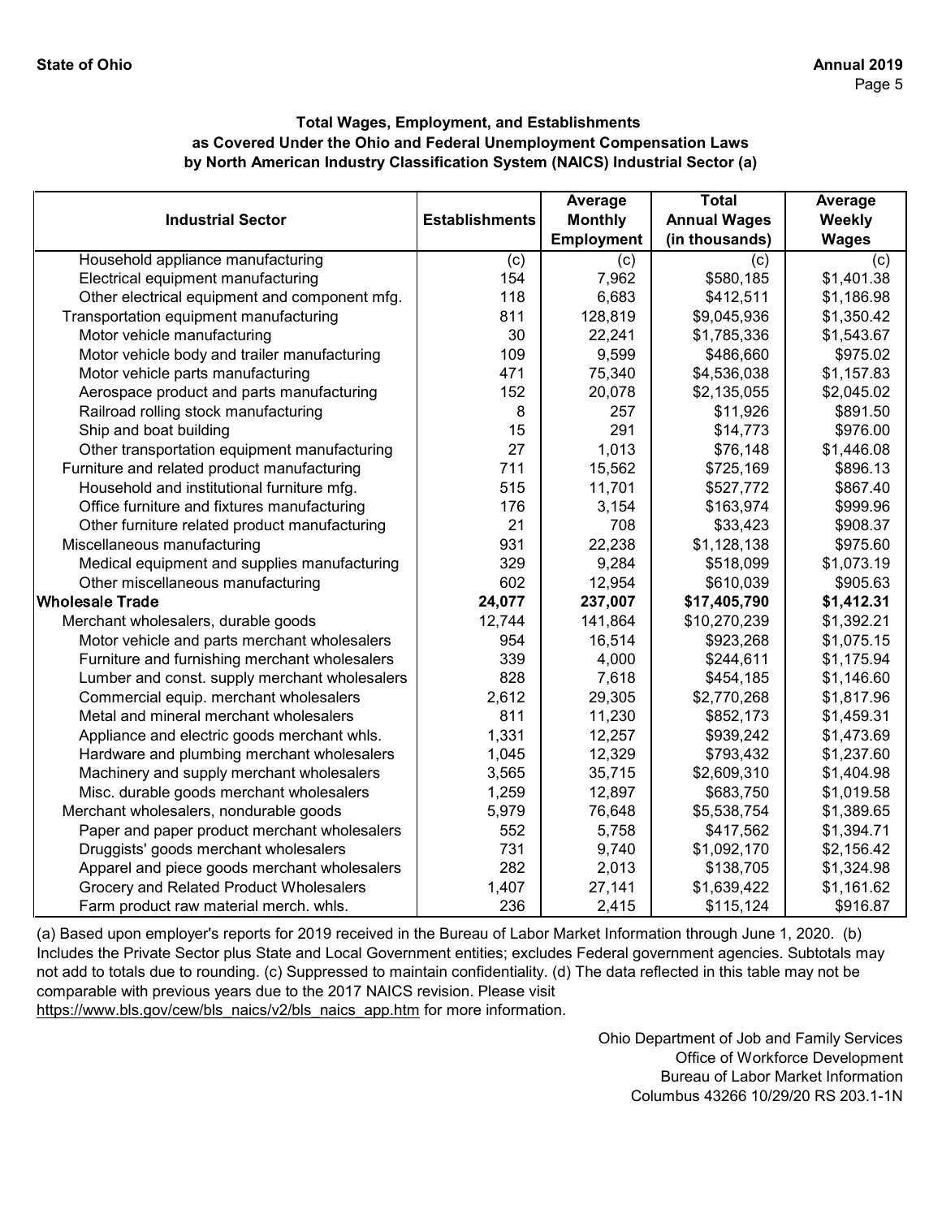### Total Wages, Employment, and Establishments as Covered Under the Ohio and Federal Unemployment Compensation Laws by North American Industry Classification System (NAICS) Industrial Sector (a)

| Industrial Sector | Establishments | Average Monthly Employment | Total Annual Wages (in thousands) | Average Weekly Wages |
|---|---|---|---|---|
| Household appliance manufacturing | (c) | (c) | (c) | (c) |
| Electrical equipment manufacturing | 154 | 7,962 | $580,185 | $1,401.38 |
| Other electrical equipment and component mfg. | 118 | 6,683 | $412,511 | $1,186.98 |
| Transportation equipment manufacturing | 811 | 128,819 | $9,045,936 | $1,350.42 |
| Motor vehicle manufacturing | 30 | 22,241 | $1,785,336 | $1,543.67 |
| Motor vehicle body and trailer manufacturing | 109 | 9,599 | $486,660 | $975.02 |
| Motor vehicle parts manufacturing | 471 | 75,340 | $4,536,038 | $1,157.83 |
| Aerospace product and parts manufacturing | 152 | 20,078 | $2,135,055 | $2,045.02 |
| Railroad rolling stock manufacturing | 8 | 257 | $11,926 | $891.50 |
| Ship and boat building | 15 | 291 | $14,773 | $976.00 |
| Other transportation equipment manufacturing | 27 | 1,013 | $76,148 | $1,446.08 |
| Furniture and related product manufacturing | 711 | 15,562 | $725,169 | $896.13 |
| Household and institutional furniture mfg. | 515 | 11,701 | $527,772 | $867.40 |
| Office furniture and fixtures manufacturing | 176 | 3,154 | $163,974 | $999.96 |
| Other furniture related product manufacturing | 21 | 708 | $33,423 | $908.37 |
| Miscellaneous manufacturing | 931 | 22,238 | $1,128,138 | $975.60 |
| Medical equipment and supplies manufacturing | 329 | 9,284 | $518,099 | $1,073.19 |
| Other miscellaneous manufacturing | 602 | 12,954 | $610,039 | $905.63 |
| **Wholesale Trade** | **24,077** | **237,007** | **$17,405,790** | **$1,412.31** |
| Merchant wholesalers, durable goods | 12,744 | 141,864 | $10,270,239 | $1,392.21 |
| Motor vehicle and parts merchant wholesalers | 954 | 16,514 | $923,268 | $1,075.15 |
| Furniture and furnishing merchant wholesalers | 339 | 4,000 | $244,611 | $1,175.94 |
| Lumber and const. supply merchant wholesalers | 828 | 7,618 | $454,185 | $1,146.60 |
| Commercial equip. merchant wholesalers | 2,612 | 29,305 | $2,770,268 | $1,817.96 |
| Metal and mineral merchant wholesalers | 811 | 11,230 | $852,173 | $1,459.31 |
| Appliance and electric goods merchant whls. | 1,331 | 12,257 | $939,242 | $1,473.69 |
| Hardware and plumbing merchant wholesalers | 1,045 | 12,329 | $793,432 | $1,237.60 |
| Machinery and supply merchant wholesalers | 3,565 | 35,715 | $2,609,310 | $1,404.98 |
| Misc. durable goods merchant wholesalers | 1,259 | 12,897 | $683,750 | $1,019.58 |
| Merchant wholesalers, nondurable goods | 5,979 | 76,648 | $5,538,754 | $1,389.65 |
| Paper and paper product merchant wholesalers | 552 | 5,758 | $417,562 | $1,394.71 |
| Druggists' goods merchant wholesalers | 731 | 9,740 | $1,092,170 | $2,156.42 |
| Apparel and piece goods merchant wholesalers | 282 | 2,013 | $138,705 | $1,324.98 |
| Grocery and Related Product Wholesalers | 1,407 | 27,141 | $1,639,422 | $1,161.62 |
| Farm product raw material merch. whls. | 236 | 2,415 | $115,124 | $916.87 |

(a) Based upon employer's reports for 2019 received in the Bureau of Labor Market Information through June 1, 2020. (b) Includes the Private Sector plus State and Local Government entities; excludes Federal government agencies. Subtotals may not add to totals due to rounding. (c) Suppressed to maintain confidentiality. (d) The data reflected in this table may not be comparable with previous years due to the 2017 NAICS revision. Please visit https://www.bls.gov/cew/bls_naics/v2/bls_naics_app.htm for more information.

Ohio Department of Job and Family Services
Office of Workforce Development
Bureau of Labor Market Information
Columbus 43266 10/29/20 RS 203.1-1N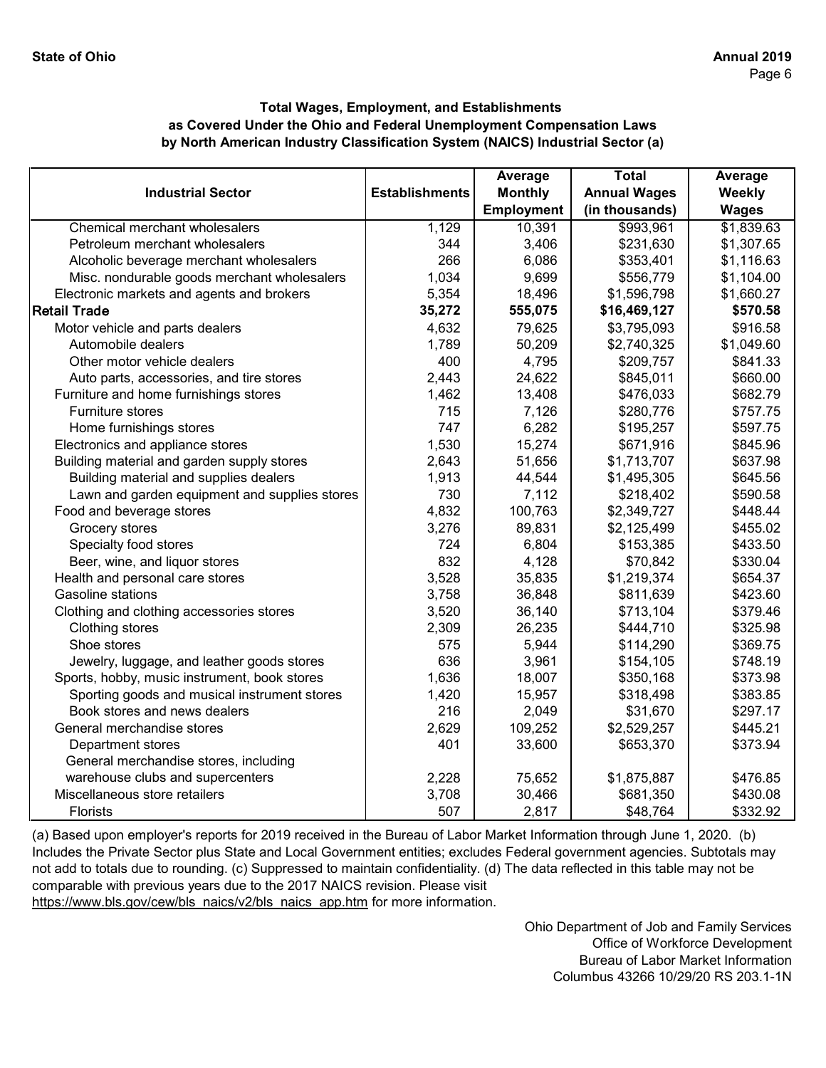**State of Ohio** | **Annual 2019**

### Total Wages, Employment, and Establishments as Covered Under the Ohio and Federal Unemployment Compensation Laws by North American Industry Classification System (NAICS) Industrial Sector (a)

| Industrial Sector | Establishments | Average Monthly Employment | Total Annual Wages (in thousands) | Average Weekly Wages |
|---|---|---|---|---|
| Chemical merchant wholesalers | 1,129 | 10,391 | $993,961 | $1,839.63 |
| Petroleum merchant wholesalers | 344 | 3,406 | $231,630 | $1,307.65 |
| Alcoholic beverage merchant wholesalers | 266 | 6,086 | $353,401 | $1,116.63 |
| Misc. nondurable goods merchant wholesalers | 1,034 | 9,699 | $556,779 | $1,104.00 |
| Electronic markets and agents and brokers | 5,354 | 18,496 | $1,596,798 | $1,660.27 |
| **Retail Trade** | **35,272** | **555,075** | **$16,469,127** | **$570.58** |
| Motor vehicle and parts dealers | 4,632 | 79,625 | $3,795,093 | $916.58 |
| Automobile dealers | 1,789 | 50,209 | $2,740,325 | $1,049.60 |
| Other motor vehicle dealers | 400 | 4,795 | $209,757 | $841.33 |
| Auto parts, accessories, and tire stores | 2,443 | 24,622 | $845,011 | $660.00 |
| Furniture and home furnishings stores | 1,462 | 13,408 | $476,033 | $682.79 |
| Furniture stores | 715 | 7,126 | $280,776 | $757.75 |
| Home furnishings stores | 747 | 6,282 | $195,257 | $597.75 |
| Electronics and appliance stores | 1,530 | 15,274 | $671,916 | $845.96 |
| Building material and garden supply stores | 2,643 | 51,656 | $1,713,707 | $637.98 |
| Building material and supplies dealers | 1,913 | 44,544 | $1,495,305 | $645.56 |
| Lawn and garden equipment and supplies stores | 730 | 7,112 | $218,402 | $590.58 |
| Food and beverage stores | 4,832 | 100,763 | $2,349,727 | $448.44 |
| Grocery stores | 3,276 | 89,831 | $2,125,499 | $455.02 |
| Specialty food stores | 724 | 6,804 | $153,385 | $433.50 |
| Beer, wine, and liquor stores | 832 | 4,128 | $70,842 | $330.04 |
| Health and personal care stores | 3,528 | 35,835 | $1,219,374 | $654.37 |
| Gasoline stations | 3,758 | 36,848 | $811,639 | $423.60 |
| Clothing and clothing accessories stores | 3,520 | 36,140 | $713,104 | $379.46 |
| Clothing stores | 2,309 | 26,235 | $444,710 | $325.98 |
| Shoe stores | 575 | 5,944 | $114,290 | $369.75 |
| Jewelry, luggage, and leather goods stores | 636 | 3,961 | $154,105 | $748.19 |
| Sports, hobby, music instrument, book stores | 1,636 | 18,007 | $350,168 | $373.98 |
| Sporting goods and musical instrument stores | 1,420 | 15,957 | $318,498 | $383.85 |
| Book stores and news dealers | 216 | 2,049 | $31,670 | $297.17 |
| General merchandise stores | 2,629 | 109,252 | $2,529,257 | $445.21 |
| Department stores | 401 | 33,600 | $653,370 | $373.94 |
| General merchandise stores, including warehouse clubs and supercenters | 2,228 | 75,652 | $1,875,887 | $476.85 |
| Miscellaneous store retailers | 3,708 | 30,466 | $681,350 | $430.08 |
| Florists | 507 | 2,817 | $48,764 | $332.92 |

(a) Based upon employer's reports for 2019 received in the Bureau of Labor Market Information through June 1, 2020. (b) Includes the Private Sector plus State and Local Government entities; excludes Federal government agencies. Subtotals may not add to totals due to rounding. (c) Suppressed to maintain confidentiality. (d) The data reflected in this table may not be comparable with previous years due to the 2017 NAICS revision. Please visit https://www.bls.gov/cew/bls_naics/v2/bls_naics_app.htm for more information.

Ohio Department of Job and Family Services
Office of Workforce Development
Bureau of Labor Market Information
Columbus 43266 10/29/20 RS 203.1-1N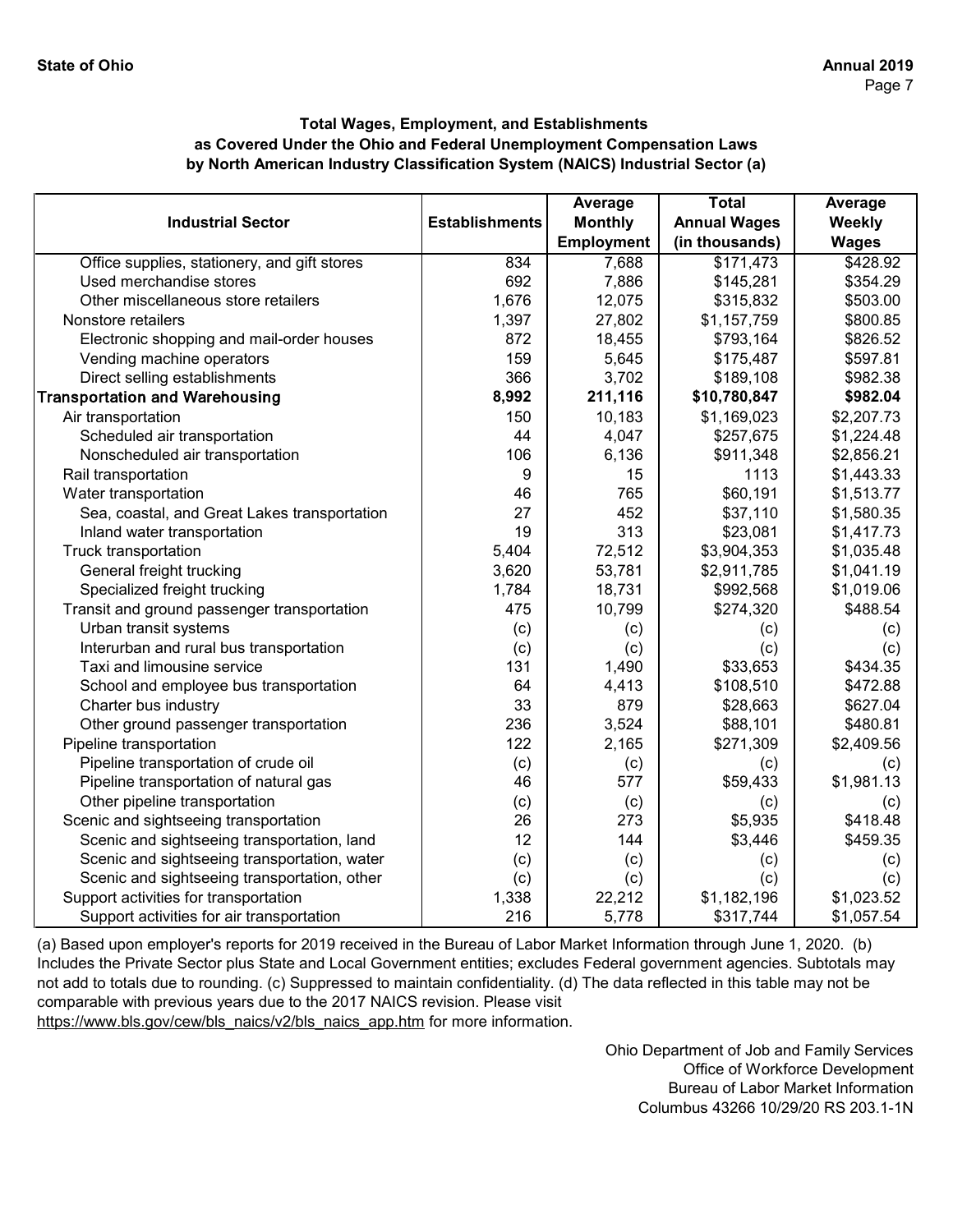**Total Wages, Employment, and Establishments as Covered Under the Ohio and Federal Unemployment Compensation Laws by North American Industry Classification System (NAICS) Industrial Sector (a)**

| Industrial Sector | Establishments | Average Monthly Employment | Total Annual Wages (in thousands) | Average Weekly Wages |
|---|---|---|---|---|
| Office supplies, stationery, and gift stores | 834 | 7,688 | $171,473 | $428.92 |
| Used merchandise stores | 692 | 7,886 | $145,281 | $354.29 |
| Other miscellaneous store retailers | 1,676 | 12,075 | $315,832 | $503.00 |
| Nonstore retailers | 1,397 | 27,802 | $1,157,759 | $800.85 |
| Electronic shopping and mail-order houses | 872 | 18,455 | $793,164 | $826.52 |
| Vending machine operators | 159 | 5,645 | $175,487 | $597.81 |
| Direct selling establishments | 366 | 3,702 | $189,108 | $982.38 |
| **Transportation and Warehousing** | **8,992** | **211,116** | **$10,780,847** | **$982.04** |
| Air transportation | 150 | 10,183 | $1,169,023 | $2,207.73 |
| Scheduled air transportation | 44 | 4,047 | $257,675 | $1,224.48 |
| Nonscheduled air transportation | 106 | 6,136 | $911,348 | $2,856.21 |
| Rail transportation | 9 | 15 | 1113 | $1,443.33 |
| Water transportation | 46 | 765 | $60,191 | $1,513.77 |
| Sea, coastal, and Great Lakes transportation | 27 | 452 | $37,110 | $1,580.35 |
| Inland water transportation | 19 | 313 | $23,081 | $1,417.73 |
| Truck transportation | 5,404 | 72,512 | $3,904,353 | $1,035.48 |
| General freight trucking | 3,620 | 53,781 | $2,911,785 | $1,041.19 |
| Specialized freight trucking | 1,784 | 18,731 | $992,568 | $1,019.06 |
| Transit and ground passenger transportation | 475 | 10,799 | $274,320 | $488.54 |
| Urban transit systems | (c) | (c) | (c) | (c) |
| Interurban and rural bus transportation | (c) | (c) | (c) | (c) |
| Taxi and limousine service | 131 | 1,490 | $33,653 | $434.35 |
| School and employee bus transportation | 64 | 4,413 | $108,510 | $472.88 |
| Charter bus industry | 33 | 879 | $28,663 | $627.04 |
| Other ground passenger transportation | 236 | 3,524 | $88,101 | $480.81 |
| Pipeline transportation | 122 | 2,165 | $271,309 | $2,409.56 |
| Pipeline transportation of crude oil | (c) | (c) | (c) | (c) |
| Pipeline transportation of natural gas | 46 | 577 | $59,433 | $1,981.13 |
| Other pipeline transportation | (c) | (c) | (c) | (c) |
| Scenic and sightseeing transportation | 26 | 273 | $5,935 | $418.48 |
| Scenic and sightseeing transportation, land | 12 | 144 | $3,446 | $459.35 |
| Scenic and sightseeing transportation, water | (c) | (c) | (c) | (c) |
| Scenic and sightseeing transportation, other | (c) | (c) | (c) | (c) |
| Support activities for transportation | 1,338 | 22,212 | $1,182,196 | $1,023.52 |
| Support activities for air transportation | 216 | 5,778 | $317,744 | $1,057.54 |

(a) Based upon employer's reports for 2019 received in the Bureau of Labor Market Information through June 1, 2020. (b) Includes the Private Sector plus State and Local Government entities; excludes Federal government agencies. Subtotals may not add to totals due to rounding. (c) Suppressed to maintain confidentiality. (d) The data reflected in this table may not be comparable with previous years due to the 2017 NAICS revision. Please visit https://www.bls.gov/cew/bls_naics/v2/bls_naics_app.htm for more information.

Ohio Department of Job and Family Services
Office of Workforce Development
Bureau of Labor Market Information
Columbus 43266 10/29/20 RS 203.1-1N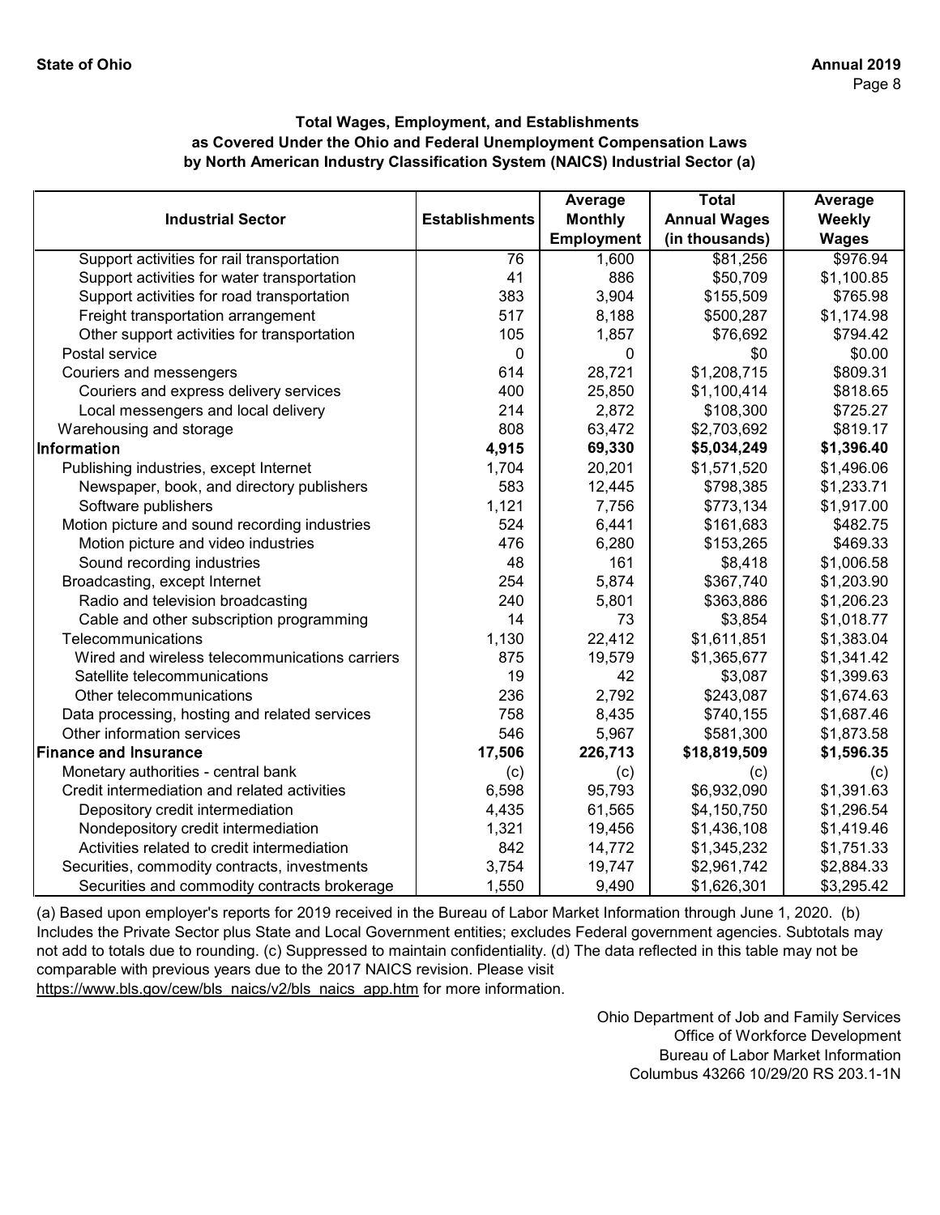**Total Wages, Employment, and Establishments as Covered Under the Ohio and Federal Unemployment Compensation Laws by North American Industry Classification System (NAICS) Industrial Sector (a)**

| Industrial Sector | Establishments | Average Monthly Employment | Total Annual Wages (in thousands) | Average Weekly Wages |
|---|---|---|---|---|
| Support activities for rail transportation | 76 | 1,600 | $81,256 | $976.94 |
| Support activities for water transportation | 41 | 886 | $50,709 | $1,100.85 |
| Support activities for road transportation | 383 | 3,904 | $155,509 | $765.98 |
| Freight transportation arrangement | 517 | 8,188 | $500,287 | $1,174.98 |
| Other support activities for transportation | 105 | 1,857 | $76,692 | $794.42 |
| Postal service | 0 | 0 | $0 | $0.00 |
| Couriers and messengers | 614 | 28,721 | $1,208,715 | $809.31 |
| Couriers and express delivery services | 400 | 25,850 | $1,100,414 | $818.65 |
| Local messengers and local delivery | 214 | 2,872 | $108,300 | $725.27 |
| Warehousing and storage | 808 | 63,472 | $2,703,692 | $819.17 |
| **Information** | **4,915** | **69,330** | **$5,034,249** | **$1,396.40** |
| Publishing industries, except Internet | 1,704 | 20,201 | $1,571,520 | $1,496.06 |
| Newspaper, book, and directory publishers | 583 | 12,445 | $798,385 | $1,233.71 |
| Software publishers | 1,121 | 7,756 | $773,134 | $1,917.00 |
| Motion picture and sound recording industries | 524 | 6,441 | $161,683 | $482.75 |
| Motion picture and video industries | 476 | 6,280 | $153,265 | $469.33 |
| Sound recording industries | 48 | 161 | $8,418 | $1,006.58 |
| Broadcasting, except Internet | 254 | 5,874 | $367,740 | $1,203.90 |
| Radio and television broadcasting | 240 | 5,801 | $363,886 | $1,206.23 |
| Cable and other subscription programming | 14 | 73 | $3,854 | $1,018.77 |
| Telecommunications | 1,130 | 22,412 | $1,611,851 | $1,383.04 |
| Wired and wireless telecommunications carriers | 875 | 19,579 | $1,365,677 | $1,341.42 |
| Satellite telecommunications | 19 | 42 | $3,087 | $1,399.63 |
| Other telecommunications | 236 | 2,792 | $243,087 | $1,674.63 |
| Data processing, hosting and related services | 758 | 8,435 | $740,155 | $1,687.46 |
| Other information services | 546 | 5,967 | $581,300 | $1,873.58 |
| **Finance and Insurance** | **17,506** | **226,713** | **$18,819,509** | **$1,596.35** |
| Monetary authorities - central bank | (c) | (c) | (c) | (c) |
| Credit intermediation and related activities | 6,598 | 95,793 | $6,932,090 | $1,391.63 |
| Depository credit intermediation | 4,435 | 61,565 | $4,150,750 | $1,296.54 |
| Nondepository credit intermediation | 1,321 | 19,456 | $1,436,108 | $1,419.46 |
| Activities related to credit intermediation | 842 | 14,772 | $1,345,232 | $1,751.33 |
| Securities, commodity contracts, investments | 3,754 | 19,747 | $2,961,742 | $2,884.33 |
| Securities and commodity contracts brokerage | 1,550 | 9,490 | $1,626,301 | $3,295.42 |

(a) Based upon employer's reports for 2019 received in the Bureau of Labor Market Information through June 1, 2020. (b) Includes the Private Sector plus State and Local Government entities; excludes Federal government agencies. Subtotals may not add to totals due to rounding. (c) Suppressed to maintain confidentiality. (d) The data reflected in this table may not be comparable with previous years due to the 2017 NAICS revision. Please visit https://www.bls.gov/cew/bls_naics/v2/bls_naics_app.htm for more information.

Ohio Department of Job and Family Services
Office of Workforce Development
Bureau of Labor Market Information
Columbus 43266 10/29/20 RS 203.1-1N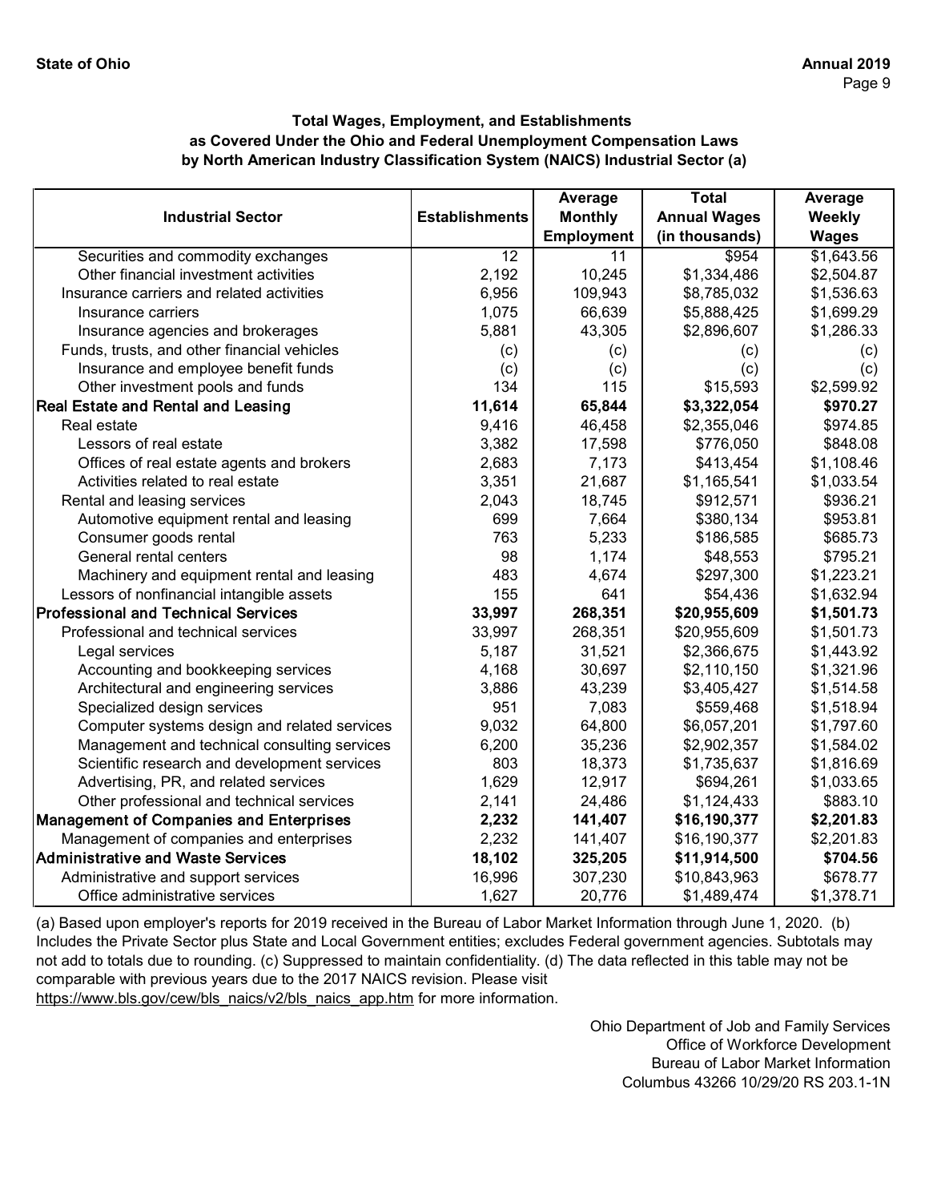**Total Wages, Employment, and Establishments as Covered Under the Ohio and Federal Unemployment Compensation Laws by North American Industry Classification System (NAICS) Industrial Sector (a)**

| Industrial Sector | Establishments | Average Monthly Employment | Total Annual Wages (in thousands) | Average Weekly Wages |
|---|---|---|---|---|
| Securities and commodity exchanges | 12 | 11 | $954 | $1,643.56 |
| Other financial investment activities | 2,192 | 10,245 | $1,334,486 | $2,504.87 |
| Insurance carriers and related activities | 6,956 | 109,943 | $8,785,032 | $1,536.63 |
| Insurance carriers | 1,075 | 66,639 | $5,888,425 | $1,699.29 |
| Insurance agencies and brokerages | 5,881 | 43,305 | $2,896,607 | $1,286.33 |
| Funds, trusts, and other financial vehicles | (c) | (c) | (c) | (c) |
| Insurance and employee benefit funds | (c) | (c) | (c) | (c) |
| Other investment pools and funds | 134 | 115 | $15,593 | $2,599.92 |
| **Real Estate and Rental and Leasing** | **11,614** | **65,844** | **$3,322,054** | **$970.27** |
| Real estate | 9,416 | 46,458 | $2,355,046 | $974.85 |
| Lessors of real estate | 3,382 | 17,598 | $776,050 | $848.08 |
| Offices of real estate agents and brokers | 2,683 | 7,173 | $413,454 | $1,108.46 |
| Activities related to real estate | 3,351 | 21,687 | $1,165,541 | $1,033.54 |
| Rental and leasing services | 2,043 | 18,745 | $912,571 | $936.21 |
| Automotive equipment rental and leasing | 699 | 7,664 | $380,134 | $953.81 |
| Consumer goods rental | 763 | 5,233 | $186,585 | $685.73 |
| General rental centers | 98 | 1,174 | $48,553 | $795.21 |
| Machinery and equipment rental and leasing | 483 | 4,674 | $297,300 | $1,223.21 |
| Lessors of nonfinancial intangible assets | 155 | 641 | $54,436 | $1,632.94 |
| **Professional and Technical Services** | **33,997** | **268,351** | **$20,955,609** | **$1,501.73** |
| Professional and technical services | 33,997 | 268,351 | $20,955,609 | $1,501.73 |
| Legal services | 5,187 | 31,521 | $2,366,675 | $1,443.92 |
| Accounting and bookkeeping services | 4,168 | 30,697 | $2,110,150 | $1,321.96 |
| Architectural and engineering services | 3,886 | 43,239 | $3,405,427 | $1,514.58 |
| Specialized design services | 951 | 7,083 | $559,468 | $1,518.94 |
| Computer systems design and related services | 9,032 | 64,800 | $6,057,201 | $1,797.60 |
| Management and technical consulting services | 6,200 | 35,236 | $2,902,357 | $1,584.02 |
| Scientific research and development services | 803 | 18,373 | $1,735,637 | $1,816.69 |
| Advertising, PR, and related services | 1,629 | 12,917 | $694,261 | $1,033.65 |
| Other professional and technical services | 2,141 | 24,486 | $1,124,433 | $883.10 |
| **Management of Companies and Enterprises** | **2,232** | **141,407** | **$16,190,377** | **$2,201.83** |
| Management of companies and enterprises | 2,232 | 141,407 | $16,190,377 | $2,201.83 |
| **Administrative and Waste Services** | **18,102** | **325,205** | **$11,914,500** | **$704.56** |
| Administrative and support services | 16,996 | 307,230 | $10,843,963 | $678.77 |
| Office administrative services | 1,627 | 20,776 | $1,489,474 | $1,378.71 |

(a) Based upon employer's reports for 2019 received in the Bureau of Labor Market Information through June 1, 2020. (b) Includes the Private Sector plus State and Local Government entities; excludes Federal government agencies. Subtotals may not add to totals due to rounding. (c) Suppressed to maintain confidentiality. (d) The data reflected in this table may not be comparable with previous years due to the 2017 NAICS revision. Please visit https://www.bls.gov/cew/bls_naics/v2/bls_naics_app.htm for more information.

Ohio Department of Job and Family Services
Office of Workforce Development
Bureau of Labor Market Information
Columbus 43266 10/29/20 RS 203.1-1N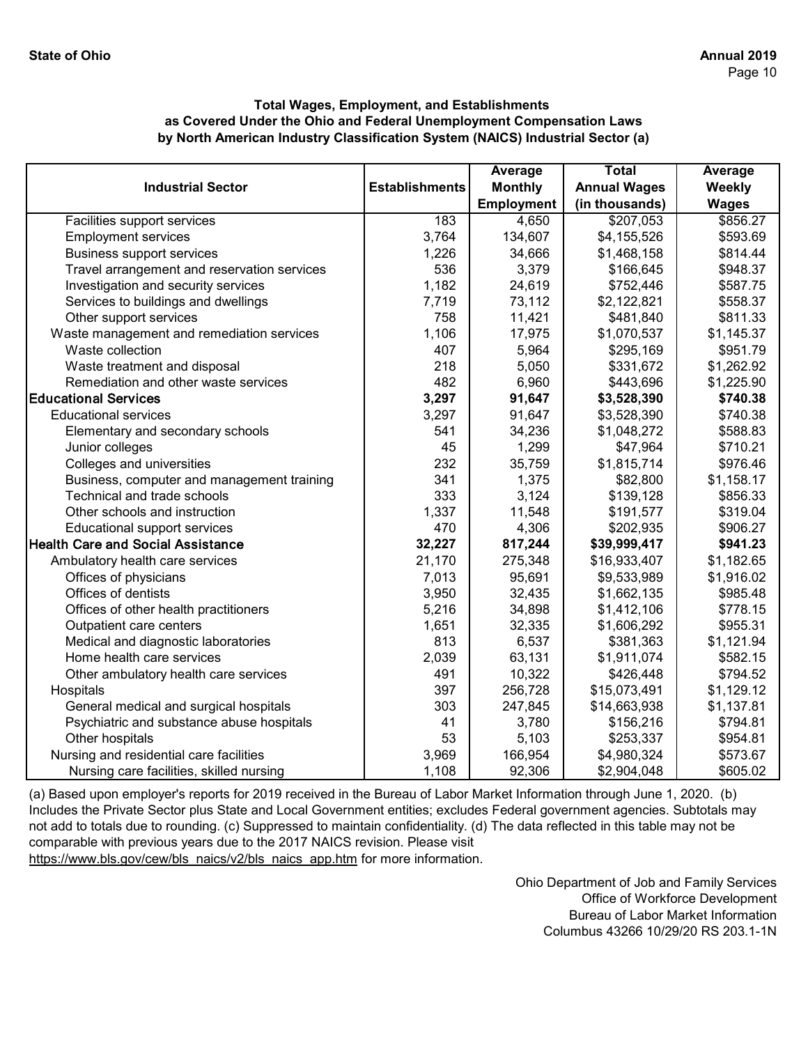### Total Wages, Employment, and Establishments as Covered Under the Ohio and Federal Unemployment Compensation Laws by North American Industry Classification System (NAICS) Industrial Sector (a)

| Industrial Sector | Establishments | Average Monthly Employment | Total Annual Wages (in thousands) | Average Weekly Wages |
|---|---|---|---|---|
| Facilities support services | 183 | 4,650 | $207,053 | $856.27 |
| Employment services | 3,764 | 134,607 | $4,155,526 | $593.69 |
| Business support services | 1,226 | 34,666 | $1,468,158 | $814.44 |
| Travel arrangement and reservation services | 536 | 3,379 | $166,645 | $948.37 |
| Investigation and security services | 1,182 | 24,619 | $752,446 | $587.75 |
| Services to buildings and dwellings | 7,719 | 73,112 | $2,122,821 | $558.37 |
| Other support services | 758 | 11,421 | $481,840 | $811.33 |
| Waste management and remediation services | 1,106 | 17,975 | $1,070,537 | $1,145.37 |
| Waste collection | 407 | 5,964 | $295,169 | $951.79 |
| Waste treatment and disposal | 218 | 5,050 | $331,672 | $1,262.92 |
| Remediation and other waste services | 482 | 6,960 | $443,696 | $1,225.90 |
| **Educational Services** | **3,297** | **91,647** | **$3,528,390** | **$740.38** |
| Educational services | 3,297 | 91,647 | $3,528,390 | $740.38 |
| Elementary and secondary schools | 541 | 34,236 | $1,048,272 | $588.83 |
| Junior colleges | 45 | 1,299 | $47,964 | $710.21 |
| Colleges and universities | 232 | 35,759 | $1,815,714 | $976.46 |
| Business, computer and management training | 341 | 1,375 | $82,800 | $1,158.17 |
| Technical and trade schools | 333 | 3,124 | $139,128 | $856.33 |
| Other schools and instruction | 1,337 | 11,548 | $191,577 | $319.04 |
| Educational support services | 470 | 4,306 | $202,935 | $906.27 |
| **Health Care and Social Assistance** | **32,227** | **817,244** | **$39,999,417** | **$941.23** |
| Ambulatory health care services | 21,170 | 275,348 | $16,933,407 | $1,182.65 |
| Offices of physicians | 7,013 | 95,691 | $9,533,989 | $1,916.02 |
| Offices of dentists | 3,950 | 32,435 | $1,662,135 | $985.48 |
| Offices of other health practitioners | 5,216 | 34,898 | $1,412,106 | $778.15 |
| Outpatient care centers | 1,651 | 32,335 | $1,606,292 | $955.31 |
| Medical and diagnostic laboratories | 813 | 6,537 | $381,363 | $1,121.94 |
| Home health care services | 2,039 | 63,131 | $1,911,074 | $582.15 |
| Other ambulatory health care services | 491 | 10,322 | $426,448 | $794.52 |
| Hospitals | 397 | 256,728 | $15,073,491 | $1,129.12 |
| General medical and surgical hospitals | 303 | 247,845 | $14,663,938 | $1,137.81 |
| Psychiatric and substance abuse hospitals | 41 | 3,780 | $156,216 | $794.81 |
| Other hospitals | 53 | 5,103 | $253,337 | $954.81 |
| Nursing and residential care facilities | 3,969 | 166,954 | $4,980,324 | $573.67 |
| Nursing care facilities, skilled nursing | 1,108 | 92,306 | $2,904,048 | $605.02 |

(a) Based upon employer's reports for 2019 received in the Bureau of Labor Market Information through June 1, 2020. (b) Includes the Private Sector plus State and Local Government entities; excludes Federal government agencies. Subtotals may not add to totals due to rounding. (c) Suppressed to maintain confidentiality. (d) The data reflected in this table may not be comparable with previous years due to the 2017 NAICS revision. Please visit https://www.bls.gov/cew/bls_naics/v2/bls_naics_app.htm for more information.

Ohio Department of Job and Family Services
Office of Workforce Development
Bureau of Labor Market Information
Columbus 43266 10/29/20 RS 203.1-1N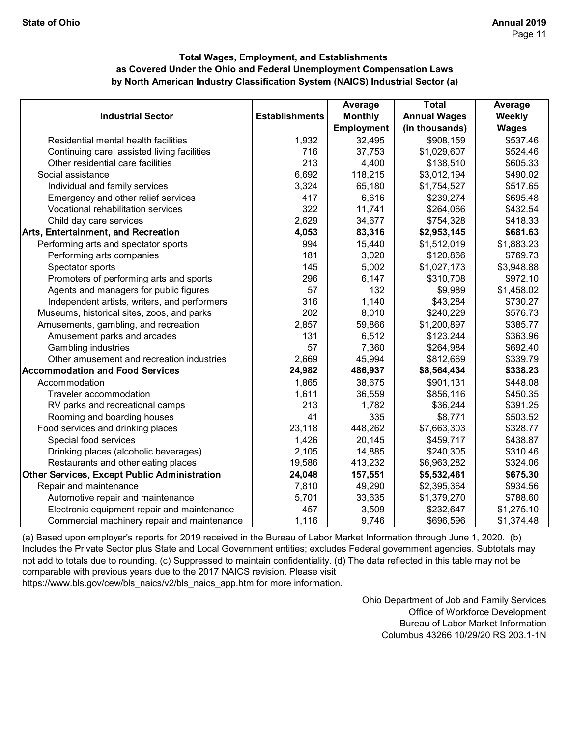### Total Wages, Employment, and Establishments as Covered Under the Ohio and Federal Unemployment Compensation Laws by North American Industry Classification System (NAICS) Industrial Sector (a)

| Industrial Sector | Establishments | Average Monthly Employment | Total Annual Wages (in thousands) | Average Weekly Wages |
|---|---|---|---|---|
| Residential mental health facilities | 1,932 | 32,495 | $908,159 | $537.46 |
| Continuing care, assisted living facilities | 716 | 37,753 | $1,029,607 | $524.46 |
| Other residential care facilities | 213 | 4,400 | $138,510 | $605.33 |
| Social assistance | 6,692 | 118,215 | $3,012,194 | $490.02 |
| Individual and family services | 3,324 | 65,180 | $1,754,527 | $517.65 |
| Emergency and other relief services | 417 | 6,616 | $239,274 | $695.48 |
| Vocational rehabilitation services | 322 | 11,741 | $264,066 | $432.54 |
| Child day care services | 2,629 | 34,677 | $754,328 | $418.33 |
| **Arts, Entertainment, and Recreation** | **4,053** | **83,316** | **$2,953,145** | **$681.63** |
| Performing arts and spectator sports | 994 | 15,440 | $1,512,019 | $1,883.23 |
| Performing arts companies | 181 | 3,020 | $120,866 | $769.73 |
| Spectator sports | 145 | 5,002 | $1,027,173 | $3,948.88 |
| Promoters of performing arts and sports | 296 | 6,147 | $310,708 | $972.10 |
| Agents and managers for public figures | 57 | 132 | $9,989 | $1,458.02 |
| Independent artists, writers, and performers | 316 | 1,140 | $43,284 | $730.27 |
| Museums, historical sites, zoos, and parks | 202 | 8,010 | $240,229 | $576.73 |
| Amusements, gambling, and recreation | 2,857 | 59,866 | $1,200,897 | $385.77 |
| Amusement parks and arcades | 131 | 6,512 | $123,244 | $363.96 |
| Gambling industries | 57 | 7,360 | $264,984 | $692.40 |
| Other amusement and recreation industries | 2,669 | 45,994 | $812,669 | $339.79 |
| **Accommodation and Food Services** | **24,982** | **486,937** | **$8,564,434** | **$338.23** |
| Accommodation | 1,865 | 38,675 | $901,131 | $448.08 |
| Traveler accommodation | 1,611 | 36,559 | $856,116 | $450.35 |
| RV parks and recreational camps | 213 | 1,782 | $36,244 | $391.25 |
| Rooming and boarding houses | 41 | 335 | $8,771 | $503.52 |
| Food services and drinking places | 23,118 | 448,262 | $7,663,303 | $328.77 |
| Special food services | 1,426 | 20,145 | $459,717 | $438.87 |
| Drinking places (alcoholic beverages) | 2,105 | 14,885 | $240,305 | $310.46 |
| Restaurants and other eating places | 19,586 | 413,232 | $6,963,282 | $324.06 |
| **Other Services, Except Public Administration** | **24,048** | **157,551** | **$5,532,461** | **$675.30** |
| Repair and maintenance | 7,810 | 49,290 | $2,395,364 | $934.56 |
| Automotive repair and maintenance | 5,701 | 33,635 | $1,379,270 | $788.60 |
| Electronic equipment repair and maintenance | 457 | 3,509 | $232,647 | $1,275.10 |
| Commercial machinery repair and maintenance | 1,116 | 9,746 | $696,596 | $1,374.48 |

(a) Based upon employer's reports for 2019 received in the Bureau of Labor Market Information through June 1, 2020. (b) Includes the Private Sector plus State and Local Government entities; excludes Federal government agencies. Subtotals may not add to totals due to rounding. (c) Suppressed to maintain confidentiality. (d) The data reflected in this table may not be comparable with previous years due to the 2017 NAICS revision. Please visit https://www.bls.gov/cew/bls_naics/v2/bls_naics_app.htm for more information.

Ohio Department of Job and Family Services
Office of Workforce Development
Bureau of Labor Market Information
Columbus 43266 10/29/20 RS 203.1-1N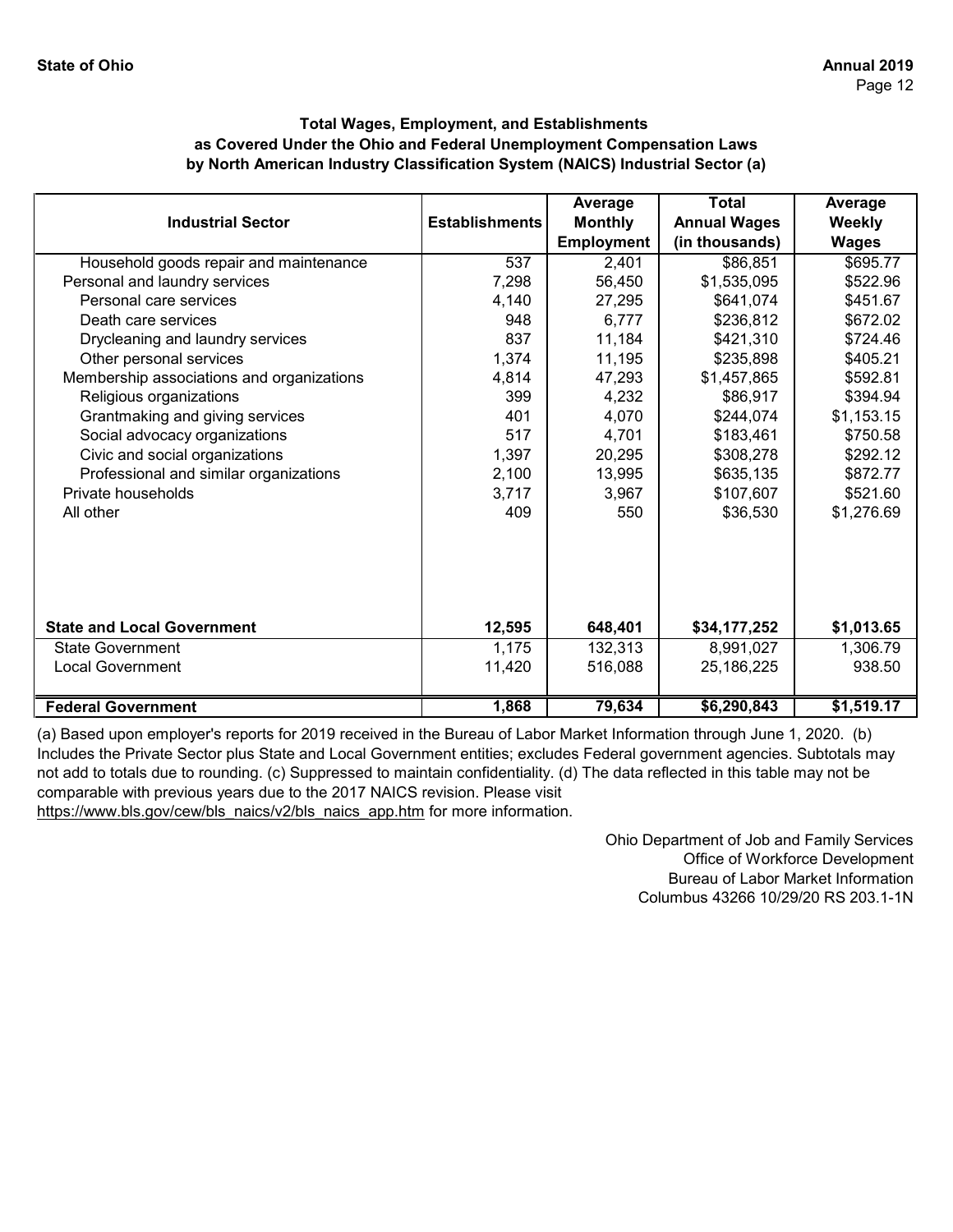### Total Wages, Employment, and Establishments as Covered Under the Ohio and Federal Unemployment Compensation Laws by North American Industry Classification System (NAICS) Industrial Sector (a)

| Industrial Sector | Establishments | Average Monthly Employment | Total Annual Wages (in thousands) | Average Weekly Wages |
|---|---|---|---|---|
| Household goods repair and maintenance | 537 | 2,401 | $86,851 | $695.77 |
| Personal and laundry services | 7,298 | 56,450 | $1,535,095 | $522.96 |
| Personal care services | 4,140 | 27,295 | $641,074 | $451.67 |
| Death care services | 948 | 6,777 | $236,812 | $672.02 |
| Drycleaning and laundry services | 837 | 11,184 | $421,310 | $724.46 |
| Other personal services | 1,374 | 11,195 | $235,898 | $405.21 |
| Membership associations and organizations | 4,814 | 47,293 | $1,457,865 | $592.81 |
| Religious organizations | 399 | 4,232 | $86,917 | $394.94 |
| Grantmaking and giving services | 401 | 4,070 | $244,074 | $1,153.15 |
| Social advocacy organizations | 517 | 4,701 | $183,461 | $750.58 |
| Civic and social organizations | 1,397 | 20,295 | $308,278 | $292.12 |
| Professional and similar organizations | 2,100 | 13,995 | $635,135 | $872.77 |
| Private households | 3,717 | 3,967 | $107,607 | $521.60 |
| All other | 409 | 550 | $36,530 | $1,276.69 |
| **State and Local Government** | **12,595** | **648,401** | **$34,177,252** | **$1,013.65** |
| State Government | 1,175 | 132,313 | 8,991,027 | 1,306.79 |
| Local Government | 11,420 | 516,088 | 25,186,225 | 938.50 |
| **Federal Government** | **1,868** | **79,634** | **$6,290,843** | **$1,519.17** |

(a) Based upon employer's reports for 2019 received in the Bureau of Labor Market Information through June 1, 2020. (b) Includes the Private Sector plus State and Local Government entities; excludes Federal government agencies. Subtotals may not add to totals due to rounding. (c) Suppressed to maintain confidentiality. (d) The data reflected in this table may not be comparable with previous years due to the 2017 NAICS revision. Please visit https://www.bls.gov/cew/bls_naics/v2/bls_naics_app.htm for more information.

Ohio Department of Job and Family Services
Office of Workforce Development
Bureau of Labor Market Information
Columbus 43266 10/29/20 RS 203.1-1N